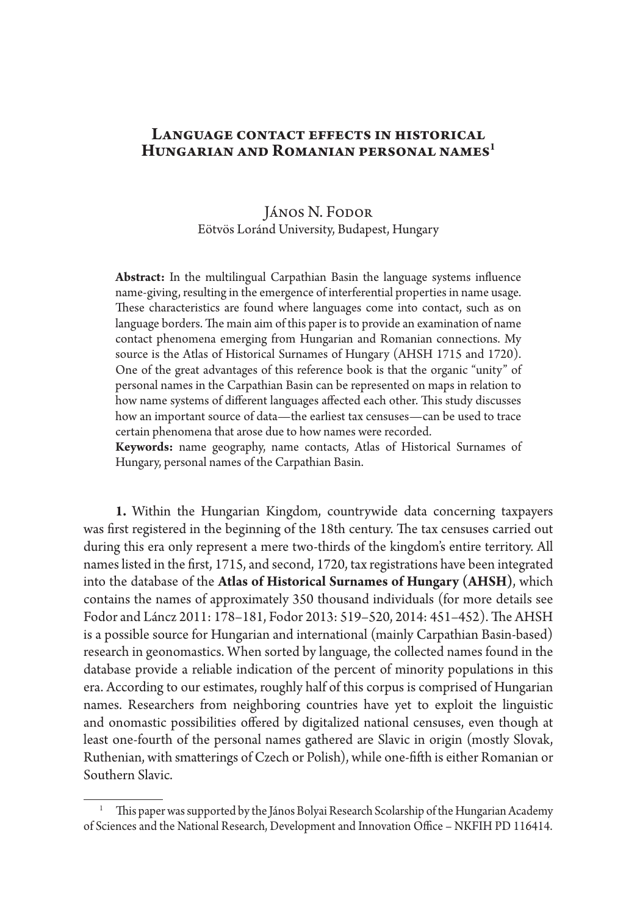# Language contact effects in historical Hungarian and Romanian personal names[1]

János N. Fodor
Eötvös Loránd University, Budapest, Hungary

**Abstract:** In the multilingual Carpathian Basin the language systems influence name-giving, resulting in the emergence of interferential properties in name usage. These characteristics are found where languages come into contact, such as on language borders. The main aim of this paper is to provide an examination of name contact phenomena emerging from Hungarian and Romanian connections. My source is the Atlas of Historical Surnames of Hungary (AHSH 1715 and 1720). One of the great advantages of this reference book is that the organic "unity" of personal names in the Carpathian Basin can be represented on maps in relation to how name systems of different languages affected each other. This study discusses how an important source of data—the earliest tax censuses—can be used to trace certain phenomena that arose due to how names were recorded.

**Keywords:** name geography, name contacts, Atlas of Historical Surnames of Hungary, personal names of the Carpathian Basin.

**1.** Within the Hungarian Kingdom, countrywide data concerning taxpayers was first registered in the beginning of the 18th century. The tax censuses carried out during this era only represent a mere two-thirds of the kingdom's entire territory. All names listed in the first, 1715, and second, 1720, tax registrations have been integrated into the database of the **Atlas of Historical Surnames of Hungary (AHSH)**, which contains the names of approximately 350 thousand individuals (for more details see Fodor and Láncz 2011: 178–181, Fodor 2013: 519–520, 2014: 451–452). The AHSH is a possible source for Hungarian and international (mainly Carpathian Basin-based) research in geonomastics. When sorted by language, the collected names found in the database provide a reliable indication of the percent of minority populations in this era. According to our estimates, roughly half of this corpus is comprised of Hungarian names. Researchers from neighboring countries have yet to exploit the linguistic and onomastic possibilities offered by digitalized national censuses, even though at least one-fourth of the personal names gathered are Slavic in origin (mostly Slovak, Ruthenian, with smatterings of Czech or Polish), while one-fifth is either Romanian or Southern Slavic.

---

[1] This paper was supported by the János Bolyai Research Scolarship of the Hungarian Academy of Sciences and the National Research, Development and Innovation Office – NKFIH PD 116414.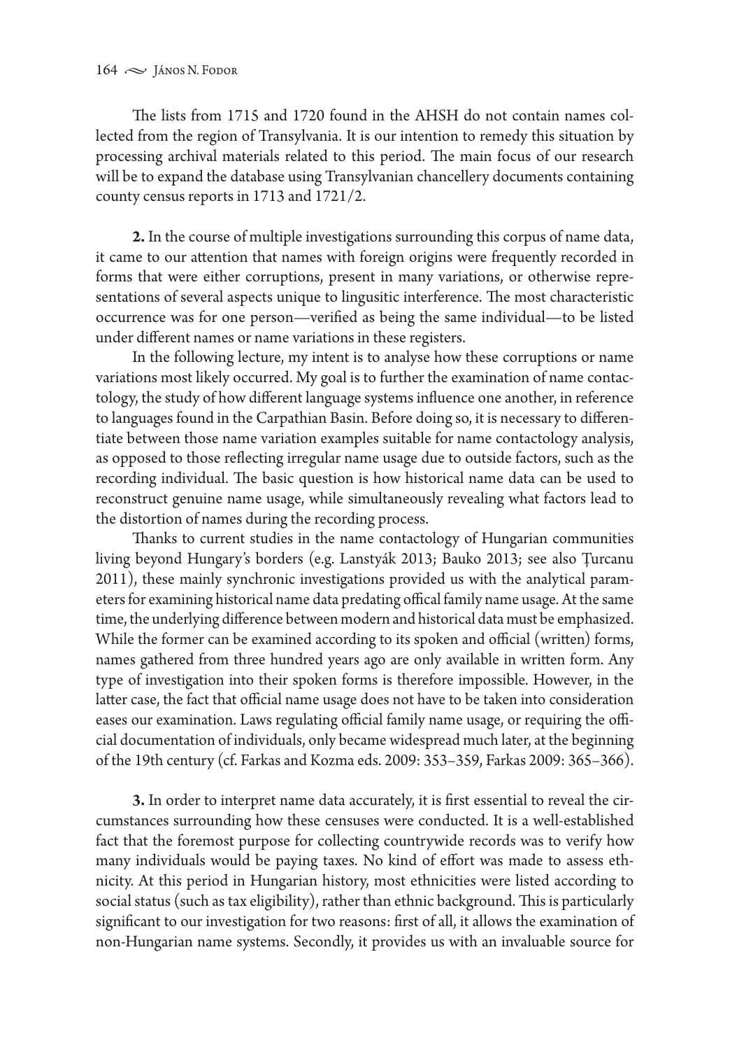The lists from 1715 and 1720 found in the AHSH do not contain names collected from the region of Transylvania. It is our intention to remedy this situation by processing archival materials related to this period. The main focus of our research will be to expand the database using Transylvanian chancellery documents containing county census reports in 1713 and 1721/2.

**2.** In the course of multiple investigations surrounding this corpus of name data, it came to our attention that names with foreign origins were frequently recorded in forms that were either corruptions, present in many variations, or otherwise representations of several aspects unique to lingusitic interference. The most characteristic occurrence was for one person—verified as being the same individual—to be listed under different names or name variations in these registers.

In the following lecture, my intent is to analyse how these corruptions or name variations most likely occurred. My goal is to further the examination of name contactology, the study of how different language systems influence one another, in reference to languages found in the Carpathian Basin. Before doing so, it is necessary to differentiate between those name variation examples suitable for name contactology analysis, as opposed to those reflecting irregular name usage due to outside factors, such as the recording individual. The basic question is how historical name data can be used to reconstruct genuine name usage, while simultaneously revealing what factors lead to the distortion of names during the recording process.

Thanks to current studies in the name contactology of Hungarian communities living beyond Hungary's borders (e.g. Lanstyák 2013; Bauko 2013; see also Țurcanu 2011), these mainly synchronic investigations provided us with the analytical parameters for examining historical name data predating offical family name usage. At the same time, the underlying difference between modern and historical data must be emphasized. While the former can be examined according to its spoken and official (written) forms, names gathered from three hundred years ago are only available in written form. Any type of investigation into their spoken forms is therefore impossible. However, in the latter case, the fact that official name usage does not have to be taken into consideration eases our examination. Laws regulating official family name usage, or requiring the official documentation of individuals, only became widespread much later, at the beginning of the 19th century (cf. Farkas and Kozma eds. 2009: 353–359, Farkas 2009: 365–366).

**3.** In order to interpret name data accurately, it is first essential to reveal the circumstances surrounding how these censuses were conducted. It is a well-established fact that the foremost purpose for collecting countrywide records was to verify how many individuals would be paying taxes. No kind of effort was made to assess ethnicity. At this period in Hungarian history, most ethnicities were listed according to social status (such as tax eligibility), rather than ethnic background. This is particularly significant to our investigation for two reasons: first of all, it allows the examination of non-Hungarian name systems. Secondly, it provides us with an invaluable source for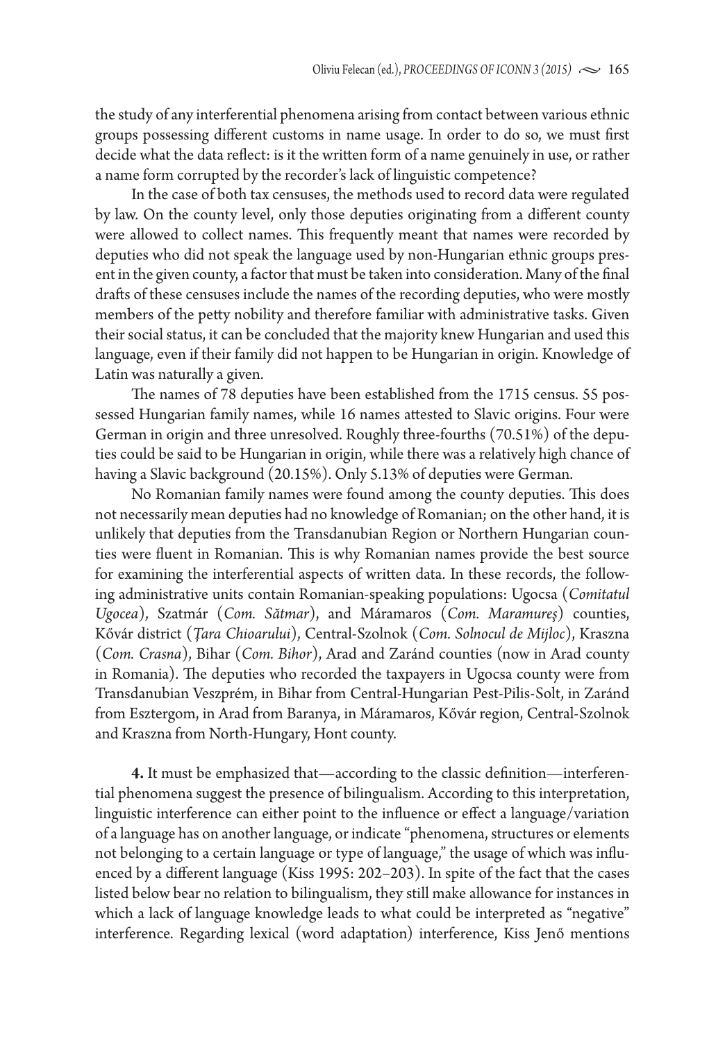the study of any interferential phenomena arising from contact between various ethnic groups possessing different customs in name usage. In order to do so, we must first decide what the data reflect: is it the written form of a name genuinely in use, or rather a name form corrupted by the recorder's lack of linguistic competence?

In the case of both tax censuses, the methods used to record data were regulated by law. On the county level, only those deputies originating from a different county were allowed to collect names. This frequently meant that names were recorded by deputies who did not speak the language used by non-Hungarian ethnic groups present in the given county, a factor that must be taken into consideration. Many of the final drafts of these censuses include the names of the recording deputies, who were mostly members of the petty nobility and therefore familiar with administrative tasks. Given their social status, it can be concluded that the majority knew Hungarian and used this language, even if their family did not happen to be Hungarian in origin. Knowledge of Latin was naturally a given.

The names of 78 deputies have been established from the 1715 census. 55 possessed Hungarian family names, while 16 names attested to Slavic origins. Four were German in origin and three unresolved. Roughly three-fourths (70.51%) of the deputies could be said to be Hungarian in origin, while there was a relatively high chance of having a Slavic background (20.15%). Only 5.13% of deputies were German.

No Romanian family names were found among the county deputies. This does not necessarily mean deputies had no knowledge of Romanian; on the other hand, it is unlikely that deputies from the Transdanubian Region or Northern Hungarian counties were fluent in Romanian. This is why Romanian names provide the best source for examining the interferential aspects of written data. In these records, the following administrative units contain Romanian-speaking populations: Ugocsa (*Comitatul Ugocea*), Szatmár (*Com. Sătmar*), and Máramaros (*Com. Maramureş*) counties, Kővár district (*Ţara Chioarului*), Central-Szolnok (*Com. Solnocul de Mijloc*), Kraszna (*Com. Crasna*), Bihar (*Com. Bihor*), Arad and Zaránd counties (now in Arad county in Romania). The deputies who recorded the taxpayers in Ugocsa county were from Transdanubian Veszprém, in Bihar from Central-Hungarian Pest-Pilis-Solt, in Zaránd from Esztergom, in Arad from Baranya, in Máramaros, Kővár region, Central-Szolnok and Kraszna from North-Hungary, Hont county.

**4.** It must be emphasized that—according to the classic definition—interferential phenomena suggest the presence of bilingualism. According to this interpretation, linguistic interference can either point to the influence or effect a language/variation of a language has on another language, or indicate "phenomena, structures or elements not belonging to a certain language or type of language," the usage of which was influenced by a different language (Kiss 1995: 202–203). In spite of the fact that the cases listed below bear no relation to bilingualism, they still make allowance for instances in which a lack of language knowledge leads to what could be interpreted as "negative" interference. Regarding lexical (word adaptation) interference, Kiss Jenő mentions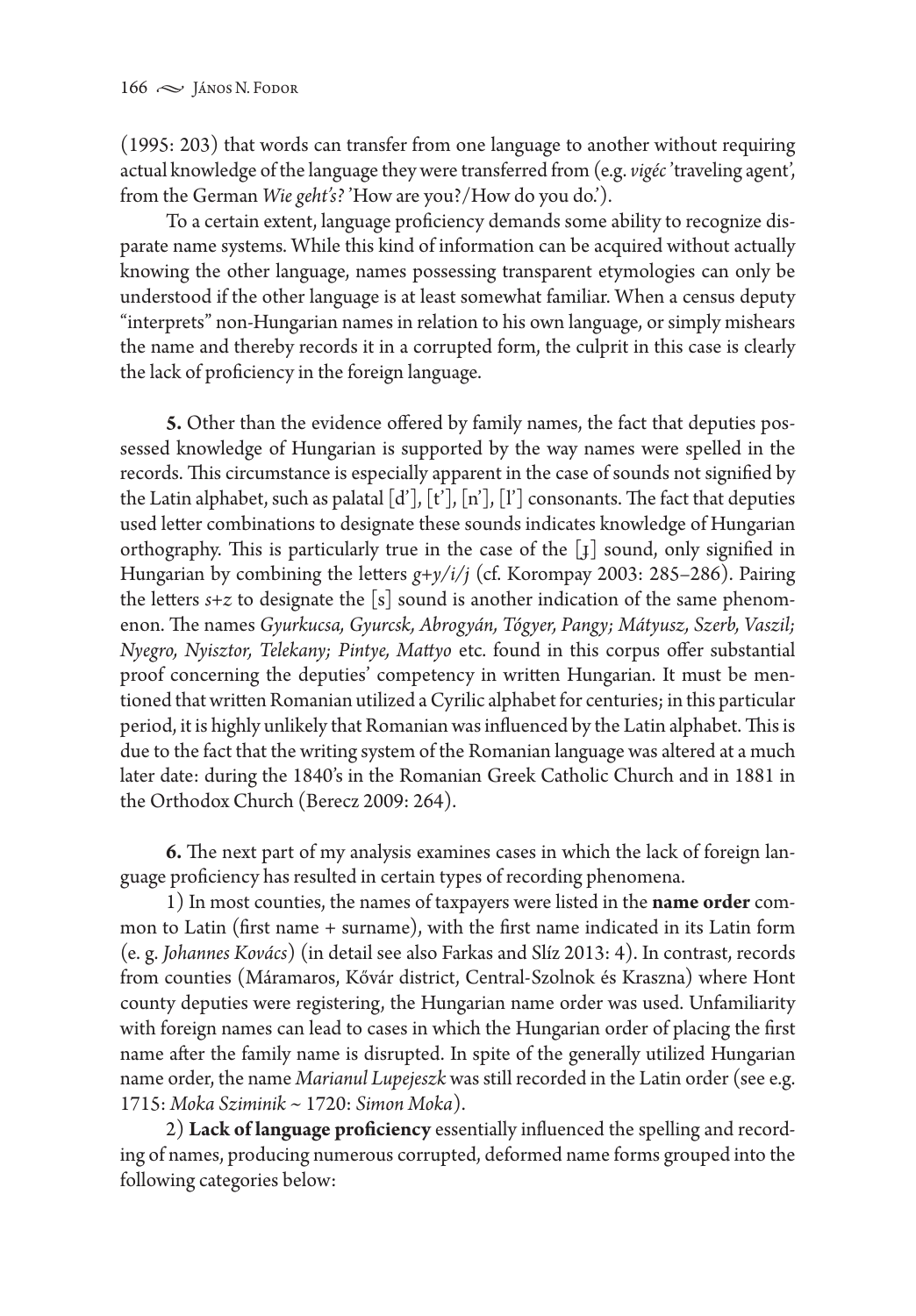(1995: 203) that words can transfer from one language to another without requiring actual knowledge of the language they were transferred from (e.g. *vigéc* 'traveling agent', from the German *Wie geht's?* 'How are you?/How do you do.').

To a certain extent, language proficiency demands some ability to recognize disparate name systems. While this kind of information can be acquired without actually knowing the other language, names possessing transparent etymologies can only be understood if the other language is at least somewhat familiar. When a census deputy "interprets" non-Hungarian names in relation to his own language, or simply mishears the name and thereby records it in a corrupted form, the culprit in this case is clearly the lack of proficiency in the foreign language.

**5.** Other than the evidence offered by family names, the fact that deputies possessed knowledge of Hungarian is supported by the way names were spelled in the records. This circumstance is especially apparent in the case of sounds not signified by the Latin alphabet, such as palatal [d'], [t'], [n'], [l'] consonants. The fact that deputies used letter combinations to designate these sounds indicates knowledge of Hungarian orthography. This is particularly true in the case of the [ɟ] sound, only signified in Hungarian by combining the letters *g+y/i/j* (cf. Korompay 2003: 285–286). Pairing the letters *s+z* to designate the [s] sound is another indication of the same phenomenon. The names *Gyurkucsa, Gyurcsk, Abrogyán, Tógyer, Pangy; Mátyusz, Szerb, Vaszil; Nyegro, Nyisztor, Telekany; Pintye, Mattyo* etc. found in this corpus offer substantial proof concerning the deputies' competency in written Hungarian. It must be mentioned that written Romanian utilized a Cyrilic alphabet for centuries; in this particular period, it is highly unlikely that Romanian was influenced by the Latin alphabet. This is due to the fact that the writing system of the Romanian language was altered at a much later date: during the 1840's in the Romanian Greek Catholic Church and in 1881 in the Orthodox Church (Berecz 2009: 264).

**6.** The next part of my analysis examines cases in which the lack of foreign language proficiency has resulted in certain types of recording phenomena.

1) In most counties, the names of taxpayers were listed in the **name order** common to Latin (first name + surname), with the first name indicated in its Latin form (e. g. *Johannes Kovács*) (in detail see also Farkas and Slíz 2013: 4). In contrast, records from counties (Máramaros, Kővár district, Central-Szolnok és Kraszna) where Hont county deputies were registering, the Hungarian name order was used. Unfamiliarity with foreign names can lead to cases in which the Hungarian order of placing the first name after the family name is disrupted. In spite of the generally utilized Hungarian name order, the name *Marianul Lupejeszk* was still recorded in the Latin order (see e.g. 1715: *Moka Sziminik* ~ 1720: *Simon Moka*).

2) **Lack of language proficiency** essentially influenced the spelling and recording of names, producing numerous corrupted, deformed name forms grouped into the following categories below: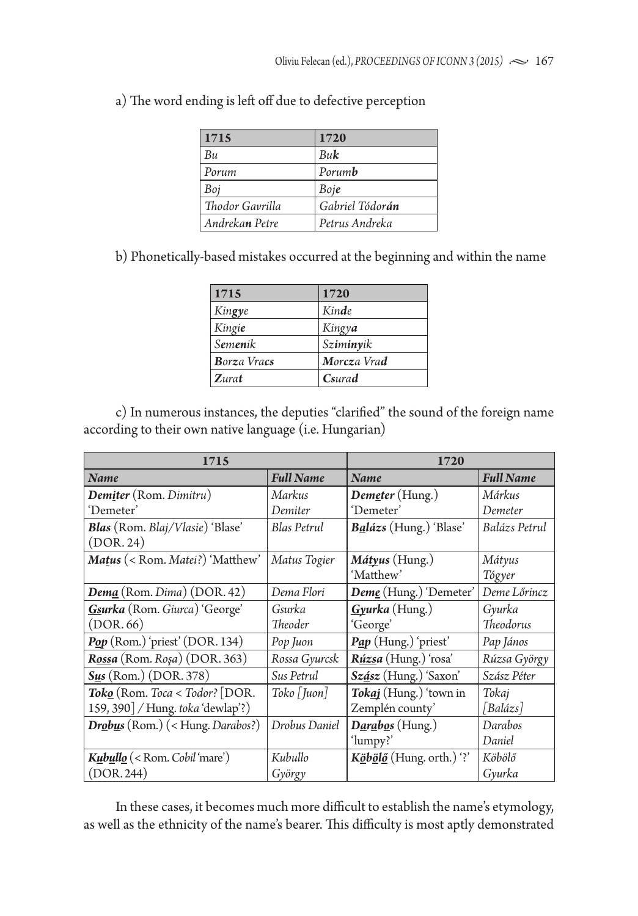a) The word ending is left off due to defective perception

| 1715 | 1720 |
|---|---|
| *Bu* | *Bu**k*** |
| *Porum* | *Porum**b*** |
| *Boj* | *Boj**e*** |
| *Thodor Gavrilla* | *Gabriel Tődor**án*** |
| *Andreka**n** Petre* | *Petrus Andreka* |

b) Phonetically-based mistakes occurred at the beginning and within the name

| 1715 | 1720 |
|---|---|
| *Kin**gy**e* | *Kin**d**e* |
| *Kingi**e*** | *Kingy**a*** |
| *S**e**m**e**nik* | *Sz**i**m**iny**ik* |
| ***B**orza Vra**cs*** | ***M**orc**z**a Vra**d*** |
| ***Z**ura**t*** | ***Cs**ura**d*** |

c) In numerous instances, the deputies "clarified" the sound of the foreign name according to their own native language (i.e. Hungarian)

| 1715 | | 1720 | |
|---|---|---|---|
| ***Name*** | ***Full Name*** | ***Name*** | ***Full Name*** |
| ***Demiter*** (Rom. *Dimitru*) 'Demeter' | *Markus Demiter* | ***Demeter*** (Hung.) 'Demeter' | *Márkus Demeter* |
| ***Blas*** (Rom. *Blaj/Vlasie*) 'Blase' (DOR. 24) | *Blas Petrul* | ***Balázs*** (Hung.) 'Blase' | *Balázs Petrul* |
| ***Matus*** (< Rom. *Matei?*) 'Matthew' | *Matus Togier* | ***Mátyus*** (Hung.) 'Matthew' | *Mátyus Tógyer* |
| ***Dema*** (Rom. *Dima*) (DOR. 42) | *Dema Flori* | ***Deme*** (Hung.) 'Demeter' | *Deme Lőrincz* |
| ***Gsurka*** (Rom. *Giurca*) 'George' (DOR. 66) | *Gsurka Theoder* | ***Gyurka*** (Hung.) 'George' | *Gyurka Theodorus* |
| ***Pop*** (Rom.) 'priest' (DOR. 134) | *Pop Juon* | ***Pap*** (Hung.) 'priest' | *Pap János* |
| ***Rossa*** (Rom. *Roşa*) (DOR. 363) | *Rossa Gyurcsk* | ***Rúzsa*** (Hung.) 'rosa' | *Rúzsa György* |
| ***Sus*** (Rom.) (DOR. 378) | *Sus Petrul* | ***Szász*** (Hung.) 'Saxon' | *Szász Péter* |
| ***Toko*** (Rom. *Toca* < *Todor?* [DOR. 159, 390] / Hung. *toka* 'dewlap'?) | *Toko [Juon]* | ***Tokaj*** (Hung.) 'town in Zemplén county' | *Tokaj [Balázs]* |
| ***Drobus*** (Rom.) (< Hung. *Darabos?*) | *Drobus Daniel* | ***Darabos*** (Hung.) 'lumpy?' | *Darabos Daniel* |
| ***Kubullo*** (< Rom. *Cobil* 'mare') (DOR. 244) | *Kubullo György* | ***Köbölő*** (Hung. orth.) '?' | *Köbölő Gyurka* |

In these cases, it becomes much more difficult to establish the name's etymology, as well as the ethnicity of the name's bearer. This difficulty is most aptly demonstrated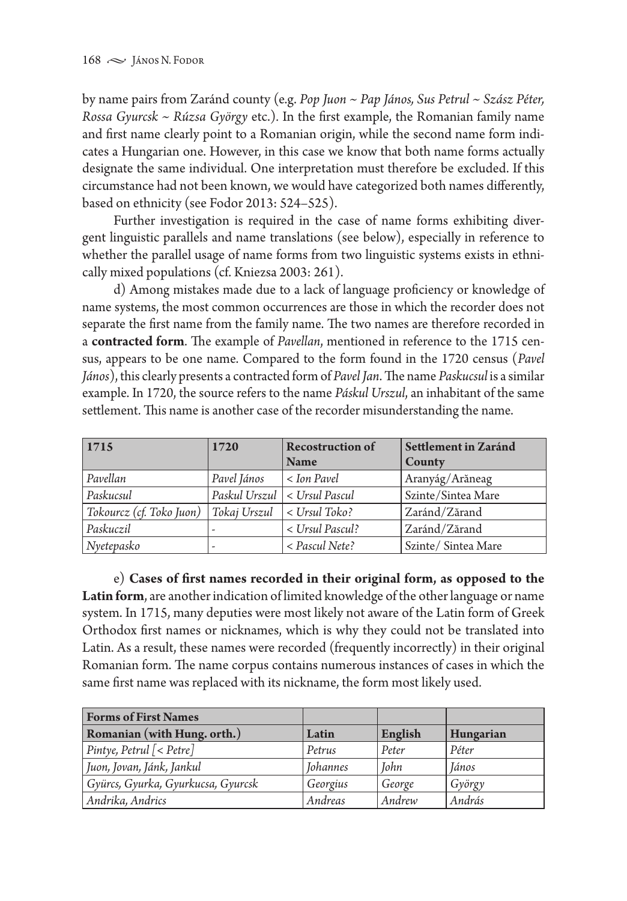by name pairs from Zaránd county (e.g. *Pop Juon ~ Pap János, Sus Petrul ~ Szász Péter, Rossa Gyurcsk ~ Rúzsa György* etc.). In the first example, the Romanian family name and first name clearly point to a Romanian origin, while the second name form indicates a Hungarian one. However, in this case we know that both name forms actually designate the same individual. One interpretation must therefore be excluded. If this circumstance had not been known, we would have categorized both names differently, based on ethnicity (see Fodor 2013: 524–525).

Further investigation is required in the case of name forms exhibiting divergent linguistic parallels and name translations (see below), especially in reference to whether the parallel usage of name forms from two linguistic systems exists in ethnically mixed populations (cf. Kniezsa 2003: 261).

d) Among mistakes made due to a lack of language proficiency or knowledge of name systems, the most common occurrences are those in which the recorder does not separate the first name from the family name. The two names are therefore recorded in a **contracted form**. The example of *Pavellan*, mentioned in reference to the 1715 census, appears to be one name. Compared to the form found in the 1720 census (*Pavel János*), this clearly presents a contracted form of *Pavel Jan*. The name *Paskucsul* is a similar example. In 1720, the source refers to the name *Páskul Urszul*, an inhabitant of the same settlement. This name is another case of the recorder misunderstanding the name.

| 1715 | 1720 | Recostruction of Name | Settlement in Zaránd County |
|---|---|---|---|
| *Pavellan* | *Pavel János* | *< Ion Pavel* | Aranyág/Arăneag |
| *Paskucsul* | *Paskul Urszul* | *< Ursul Pascul* | Szinte/Sintea Mare |
| *Tokourcz (cf. Toko Juon)* | *Tokaj Urszul* | *< Ursul Toko?* | Zaránd/Zărand |
| *Paskuczil* | - | *< Ursul Pascul?* | Zaránd/Zărand |
| *Nyetepasko* | - | *< Pascul Nete?* | Szinte/ Sintea Mare |

e) **Cases of first names recorded in their original form, as opposed to the Latin form**, are another indication of limited knowledge of the other language or name system. In 1715, many deputies were most likely not aware of the Latin form of Greek Orthodox first names or nicknames, which is why they could not be translated into Latin. As a result, these names were recorded (frequently incorrectly) in their original Romanian form. The name corpus contains numerous instances of cases in which the same first name was replaced with its nickname, the form most likely used.

| Forms of First Names | | | |
|---|---|---|---|
| **Romanian (with Hung. orth.)** | **Latin** | **English** | **Hungarian** |
| *Pintye, Petrul [< Petre]* | *Petrus* | *Peter* | *Péter* |
| *Juon, Jovan, Jánk, Jankul* | *Johannes* | *John* | *János* |
| *Gyürcs, Gyurka, Gyurkucsa, Gyurcsk* | *Georgius* | *George* | *György* |
| *Andrika, Andrics* | *Andreas* | *Andrew* | *András* |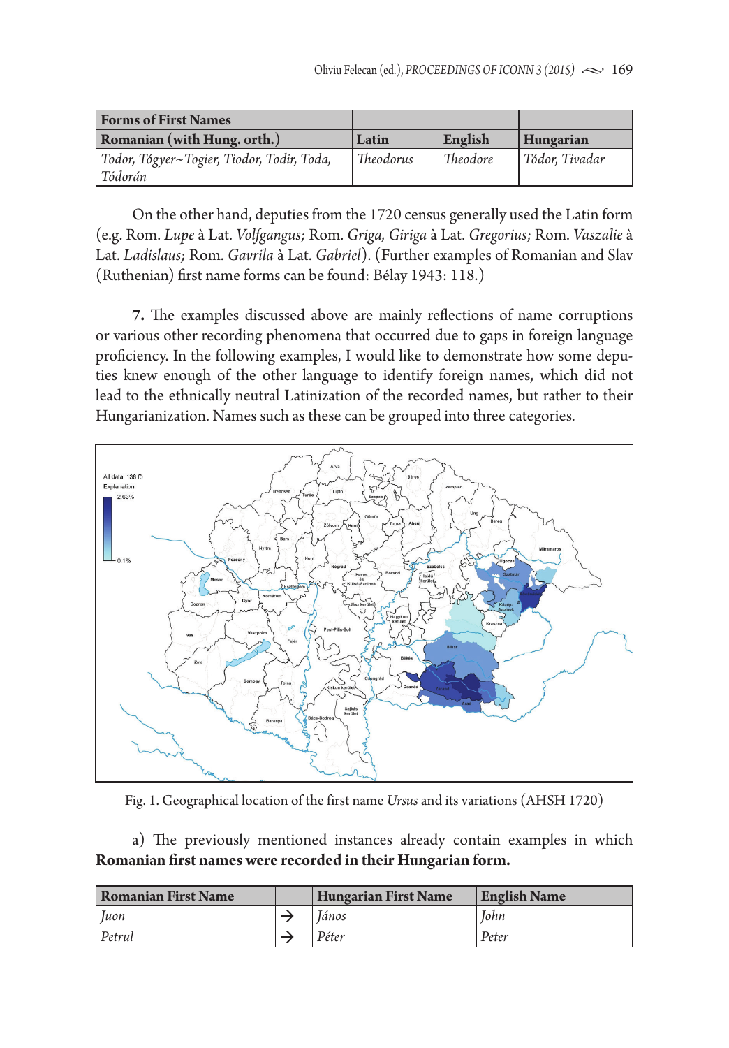| Forms of First Names | | | |
|---|---|---|---|
| **Romanian (with Hung. orth.)** | **Latin** | **English** | **Hungarian** |
| *Todor, Tógyer~Togier, Tiodor, Todir, Toda, Tódorán* | *Theodorus* | *Theodore* | *Tódor, Tivadar* |

On the other hand, deputies from the 1720 census generally used the Latin form (e.g. Rom. *Lupe* à Lat. *Volfgangus;* Rom. *Griga, Giriga* à Lat. *Gregorius;* Rom. *Vaszalie* à Lat. *Ladislaus;* Rom. *Gavrila* à Lat. *Gabriel*). (Further examples of Romanian and Slav (Ruthenian) first name forms can be found: Bélay 1943: 118.)

**7.** The examples discussed above are mainly reflections of name corruptions or various other recording phenomena that occurred due to gaps in foreign language proficiency. In the following examples, I would like to demonstrate how some deputies knew enough of the other language to identify foreign names, which did not lead to the ethnically neutral Latinization of the recorded names, but rather to their Hungarianization. Names such as these can be grouped into three categories.

Fig. 1. Geographical location of the first name *Ursus* and its variations (AHSH 1720)

a) The previously mentioned instances already contain examples in which **Romanian first names were recorded in their Hungarian form.**

| Romanian First Name | | Hungarian First Name | English Name |
|---|---|---|---|
| *Juon* | → | *János* | *John* |
| *Petrul* | → | *Péter* | *Peter* |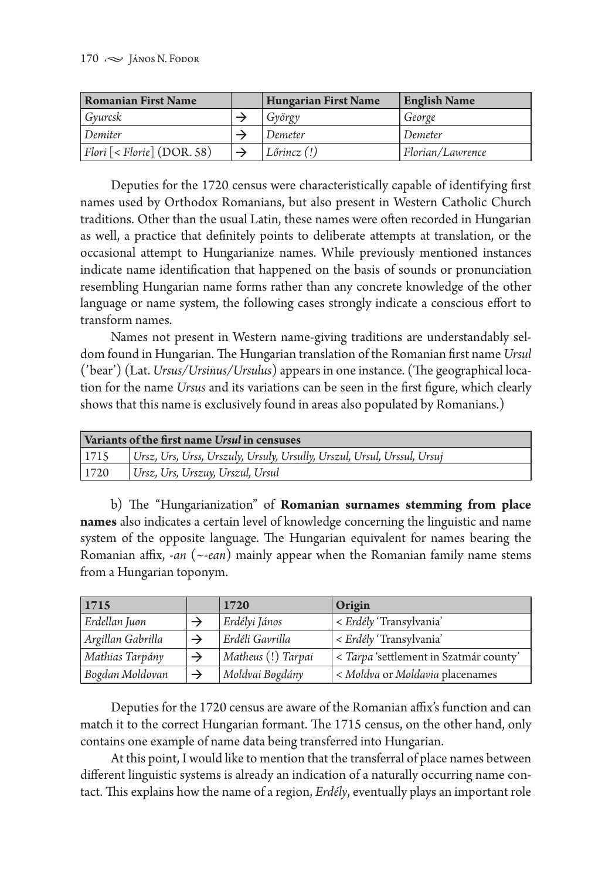| Romanian First Name | | Hungarian First Name | English Name |
|---|---|---|---|
| *Gyurcsk* | → | *György* | *George* |
| *Demiter* | → | *Demeter* | *Demeter* |
| *Flori* [< *Florie*] (DOR. 58) | → | *Lőrincz (!)* | *Florian/Lawrence* |

Deputies for the 1720 census were characteristically capable of identifying first names used by Orthodox Romanians, but also present in Western Catholic Church traditions. Other than the usual Latin, these names were often recorded in Hungarian as well, a practice that definitely points to deliberate attempts at translation, or the occasional attempt to Hungarianize names. While previously mentioned instances indicate name identification that happened on the basis of sounds or pronunciation resembling Hungarian name forms rather than any concrete knowledge of the other language or name system, the following cases strongly indicate a conscious effort to transform names.

Names not present in Western name-giving traditions are understandably seldom found in Hungarian. The Hungarian translation of the Romanian first name *Ursul* ('bear') (Lat. *Ursus/Ursinus/Ursulus*) appears in one instance. (The geographical location for the name *Ursus* and its variations can be seen in the first figure, which clearly shows that this name is exclusively found in areas also populated by Romanians.)

| Variants of the first name *Ursul* in censuses | |
|---|---|
| 1715 | *Ursz, Urs, Urss, Urszuly, Ursuly, Ursully, Urszul, Ursul, Urssul, Ursuj* |
| 1720 | *Ursz, Urs, Urszuy, Urszul, Ursul* |

b) The "Hungarianization" of **Romanian surnames stemming from place names** also indicates a certain level of knowledge concerning the linguistic and name system of the opposite language. The Hungarian equivalent for names bearing the Romanian affix, *-an* (*~-ean*) mainly appear when the Romanian family name stems from a Hungarian toponym.

| 1715 | | 1720 | Origin |
|---|---|---|---|
| *Erdellan Juon* | → | *Erdélyi János* | < *Erdély* 'Transylvania' |
| *Argillan Gabrilla* | → | *Erdéli Gavrilla* | < *Erdély* 'Transylvania' |
| *Mathias Tarpány* | → | *Matheus* (!) *Tarpai* | < *Tarpa* 'settlement in Szatmár county' |
| *Bogdan Moldovan* | → | *Moldvai Bogdány* | < *Moldva* or *Moldavia* placenames |

Deputies for the 1720 census are aware of the Romanian affix's function and can match it to the correct Hungarian formant. The 1715 census, on the other hand, only contains one example of name data being transferred into Hungarian.

At this point, I would like to mention that the transferral of place names between different linguistic systems is already an indication of a naturally occurring name contact. This explains how the name of a region, *Erdély*, eventually plays an important role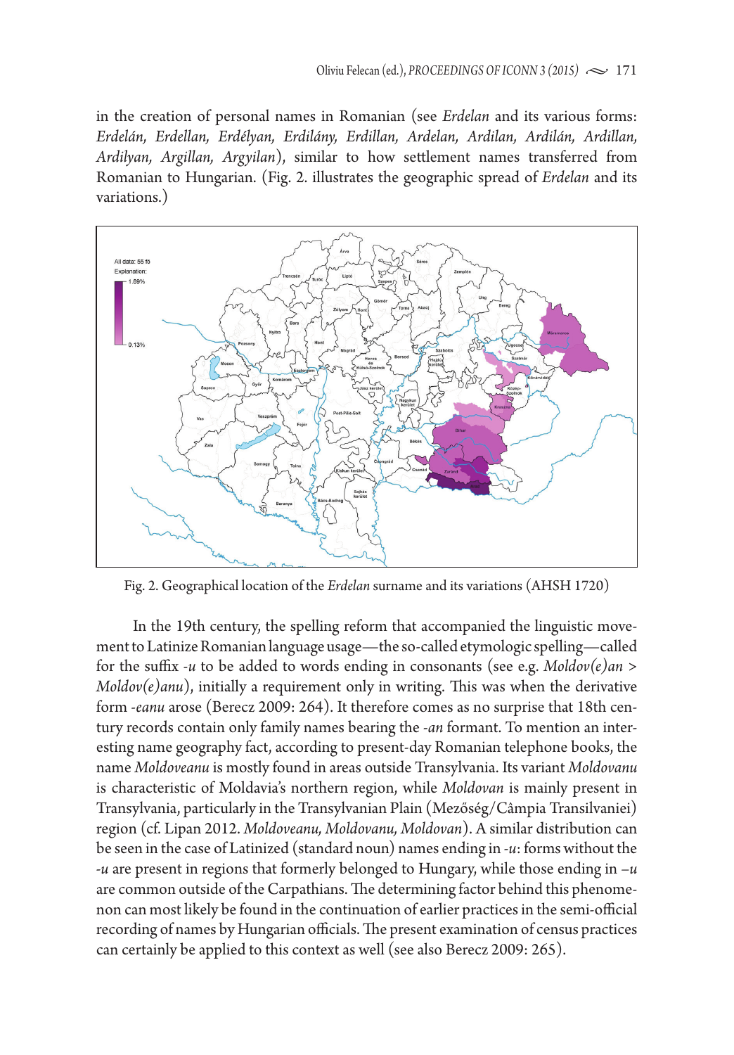in the creation of personal names in Romanian (see *Erdelan* and its various forms: *Erdelán, Erdellan, Erdélyan, Erdilány, Erdillan, Ardelan, Ardilan, Ardilán, Ardillan, Ardilyan, Argillan, Argyilan*), similar to how settlement names transferred from Romanian to Hungarian. (Fig. 2. illustrates the geographic spread of *Erdelan* and its variations.)

Fig. 2. Geographical location of the *Erdelan* surname and its variations (AHSH 1720)

In the 19th century, the spelling reform that accompanied the linguistic movement to Latinize Romanian language usage—the so-called etymologic spelling—called for the suffix *-u* to be added to words ending in consonants (see e.g. *Moldov(e)an* > *Moldov(e)anu*), initially a requirement only in writing. This was when the derivative form *-eanu* arose (Berecz 2009: 264). It therefore comes as no surprise that 18th century records contain only family names bearing the *-an* formant. To mention an interesting name geography fact, according to present-day Romanian telephone books, the name *Moldoveanu* is mostly found in areas outside Transylvania. Its variant *Moldovanu* is characteristic of Moldavia's northern region, while *Moldovan* is mainly present in Transylvania, particularly in the Transylvanian Plain (Mezőség/Câmpia Transilvaniei) region (cf. Lipan 2012. *Moldoveanu, Moldovanu, Moldovan*). A similar distribution can be seen in the case of Latinized (standard noun) names ending in *-u*: forms without the *-u* are present in regions that formerly belonged to Hungary, while those ending in *–u* are common outside of the Carpathians. The determining factor behind this phenomenon can most likely be found in the continuation of earlier practices in the semi-official recording of names by Hungarian officials. The present examination of census practices can certainly be applied to this context as well (see also Berecz 2009: 265).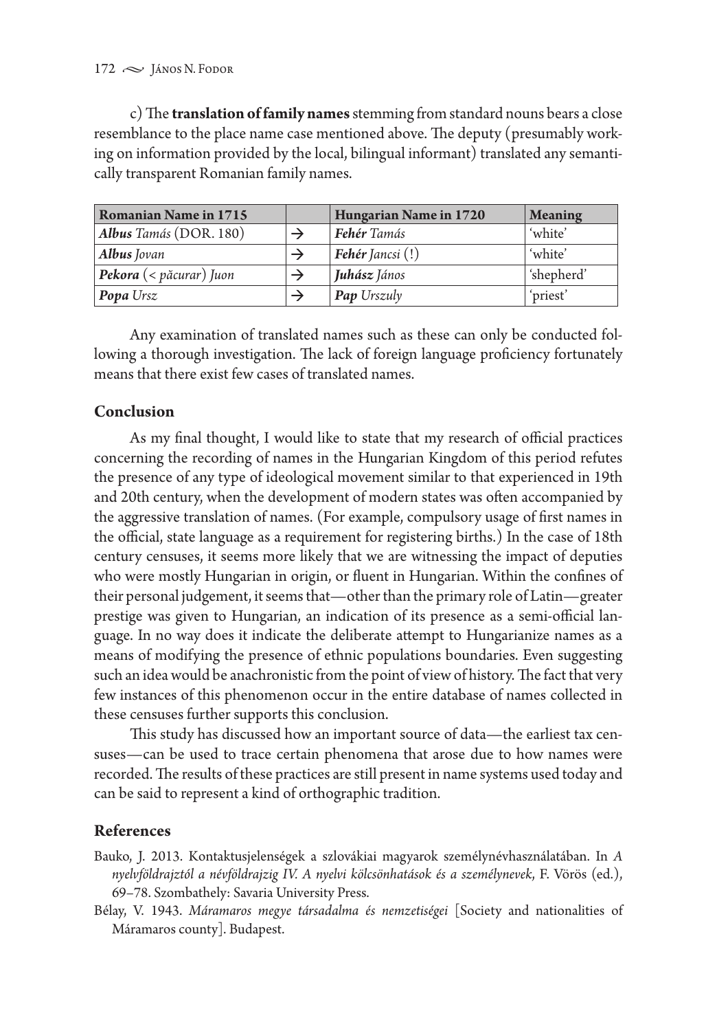c) The **translation of family names** stemming from standard nouns bears a close resemblance to the place name case mentioned above. The deputy (presumably working on information provided by the local, bilingual informant) translated any semantically transparent Romanian family names.

| Romanian Name in 1715 | | Hungarian Name in 1720 | Meaning |
|---|---|---|---|
| ***Albus*** *Tamás* (DOR. 180) | → | ***Fehér*** *Tamás* | 'white' |
| ***Albus*** *Jovan* | → | ***Fehér*** *Jancsi* (!) | 'white' |
| ***Pekora*** (< *păcurar*) *Juon* | → | ***Juhász*** *János* | 'shepherd' |
| ***Popa*** *Ursz* | → | ***Pap*** *Urszuly* | 'priest' |

Any examination of translated names such as these can only be conducted following a thorough investigation. The lack of foreign language proficiency fortunately means that there exist few cases of translated names.

## Conclusion

As my final thought, I would like to state that my research of official practices concerning the recording of names in the Hungarian Kingdom of this period refutes the presence of any type of ideological movement similar to that experienced in 19th and 20th century, when the development of modern states was often accompanied by the aggressive translation of names. (For example, compulsory usage of first names in the official, state language as a requirement for registering births.) In the case of 18th century censuses, it seems more likely that we are witnessing the impact of deputies who were mostly Hungarian in origin, or fluent in Hungarian. Within the confines of their personal judgement, it seems that—other than the primary role of Latin—greater prestige was given to Hungarian, an indication of its presence as a semi-official language. In no way does it indicate the deliberate attempt to Hungarianize names as a means of modifying the presence of ethnic populations boundaries. Even suggesting such an idea would be anachronistic from the point of view of history. The fact that very few instances of this phenomenon occur in the entire database of names collected in these censuses further supports this conclusion.

This study has discussed how an important source of data—the earliest tax censuses—can be used to trace certain phenomena that arose due to how names were recorded. The results of these practices are still present in name systems used today and can be said to represent a kind of orthographic tradition.

## References

Bauko, J. 2013. Kontaktusjelenségek a szlovákiai magyarok személynévhasználatában. In *A nyelvföldrajztól a névföldrajzig IV. A nyelvi kölcsönhatások és a személynevek*, F. Vörös (ed.), 69–78. Szombathely: Savaria University Press.

Bélay, V. 1943. *Máramaros megye társadalma és nemzetiségei* [Society and nationalities of Máramaros county]. Budapest.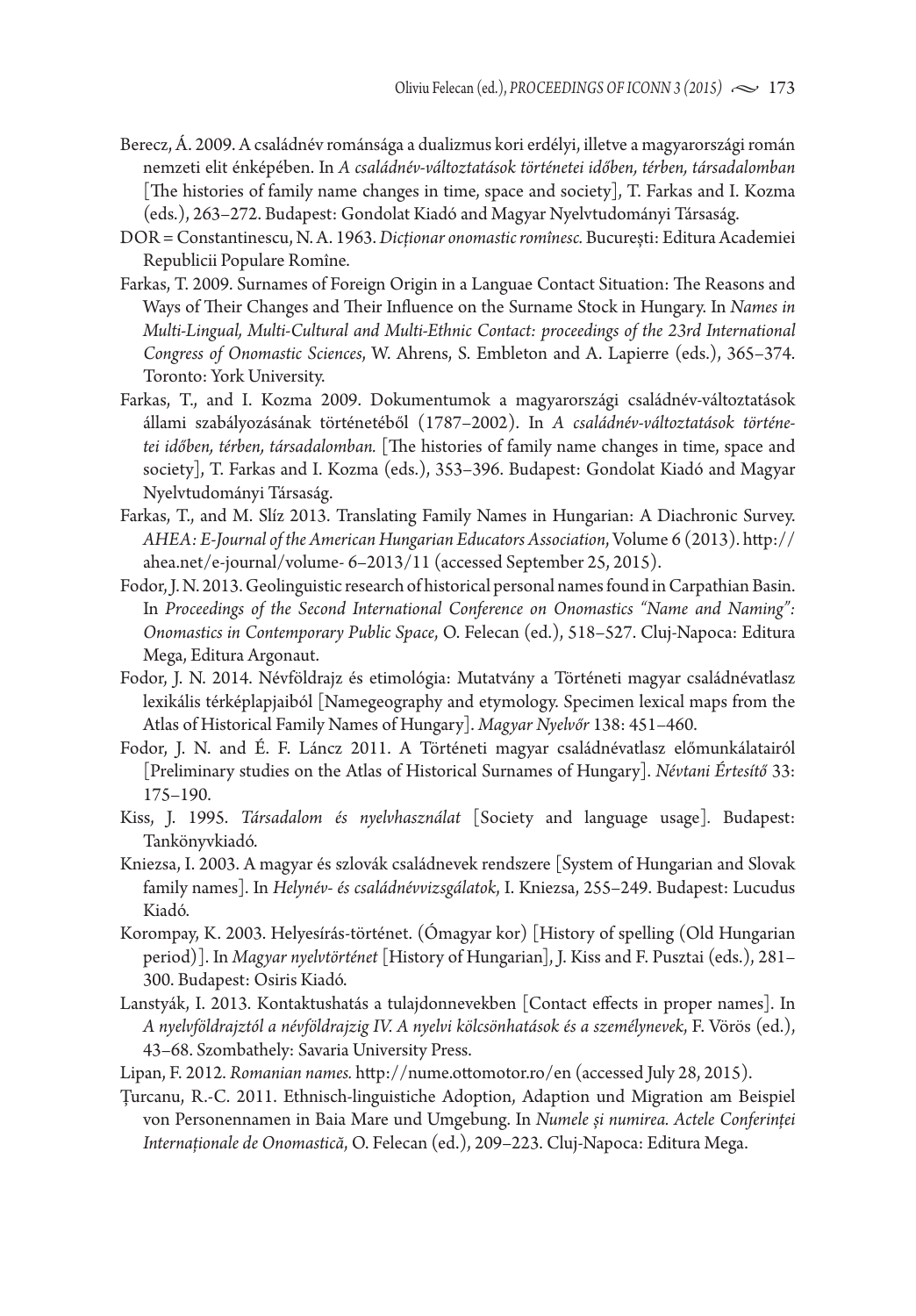Berecz, Á. 2009. A családnév románsága a dualizmus kori erdélyi, illetve a magyarországi román nemzeti elit énképében. In *A családnév-változtatások történetei időben, térben, társadalomban* [The histories of family name changes in time, space and society], T. Farkas and I. Kozma (eds.), 263–272. Budapest: Gondolat Kiadó and Magyar Nyelvtudományi Társaság.

DOR = Constantinescu, N. A. 1963. *Dicționar onomastic romînesc.* București: Editura Academiei Republicii Populare Romîne.

Farkas, T. 2009. Surnames of Foreign Origin in a Languae Contact Situation: The Reasons and Ways of Their Changes and Their Influence on the Surname Stock in Hungary. In *Names in Multi-Lingual, Multi-Cultural and Multi-Ethnic Contact: proceedings of the 23rd International Congress of Onomastic Sciences*, W. Ahrens, S. Embleton and A. Lapierre (eds.), 365–374. Toronto: York University.

Farkas, T., and I. Kozma 2009. Dokumentumok a magyarországi családnév-változtatások állami szabályozásának történetéből (1787–2002). In *A családnév-változtatások történetei időben, térben, társadalomban.* [The histories of family name changes in time, space and society], T. Farkas and I. Kozma (eds.), 353–396. Budapest: Gondolat Kiadó and Magyar Nyelvtudományi Társaság.

Farkas, T., and M. Slíz 2013. Translating Family Names in Hungarian: A Diachronic Survey. *AHEA: E-Journal of the American Hungarian Educators Association*, Volume 6 (2013). http://ahea.net/e-journal/volume- 6–2013/11 (accessed September 25, 2015).

Fodor, J. N. 2013. Geolinguistic research of historical personal names found in Carpathian Basin. In *Proceedings of the Second International Conference on Onomastics "Name and Naming": Onomastics in Contemporary Public Space*, O. Felecan (ed.), 518–527. Cluj-Napoca: Editura Mega, Editura Argonaut.

Fodor, J. N. 2014. Névföldrajz és etimológia: Mutatvány a Történeti magyar családnévatlasz lexikális térképlapjaiból [Namegeography and etymology. Specimen lexical maps from the Atlas of Historical Family Names of Hungary]. *Magyar Nyelvőr* 138: 451–460.

Fodor, J. N. and É. F. Láncz 2011. A Történeti magyar családnévatlasz előmunkálatairól [Preliminary studies on the Atlas of Historical Surnames of Hungary]. *Névtani Értesítő* 33: 175–190.

Kiss, J. 1995. *Társadalom és nyelvhasználat* [Society and language usage]. Budapest: Tankönyvkiadó.

Kniezsa, I. 2003. A magyar és szlovák családnevek rendszere [System of Hungarian and Slovak family names]. In *Helynév- és családnévvizsgálatok*, I. Kniezsa, 255–249. Budapest: Lucudus Kiadó.

Korompay, K. 2003. Helyesírás-történet. (Ómagyar kor) [History of spelling (Old Hungarian period)]. In *Magyar nyelvtörténet* [History of Hungarian], J. Kiss and F. Pusztai (eds.), 281–300. Budapest: Osiris Kiadó.

Lanstyák, I. 2013. Kontaktushatás a tulajdonnevekben [Contact effects in proper names]. In *A nyelvföldrajztól a névföldrajzig IV. A nyelvi kölcsönhatások és a személynevek*, F. Vörös (ed.), 43–68. Szombathely: Savaria University Press.

Lipan, F. 2012. *Romanian names.* http://nume.ottomotor.ro/en (accessed July 28, 2015).

Țurcanu, R.-C. 2011. Ethnisch-linguistiche Adoption, Adaption und Migration am Beispiel von Personennamen in Baia Mare und Umgebung. In *Numele și numirea. Actele Conferinței Internaționale de Onomastică*, O. Felecan (ed.), 209–223. Cluj-Napoca: Editura Mega.